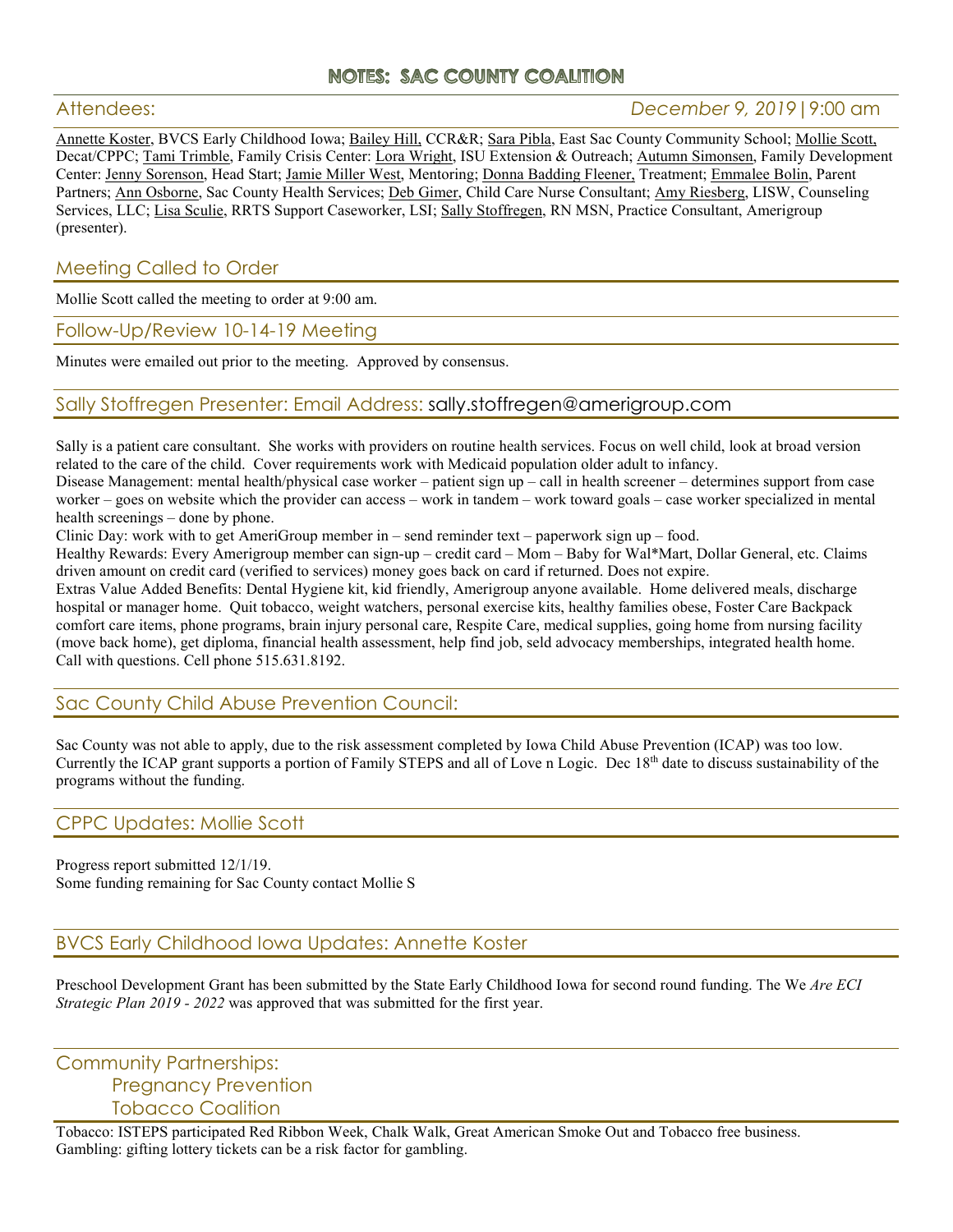# NOTES: SAC COUNTY COALITION

## Attendees: *December 9, 2019 | 9:00 am*

Annette Koster, BVCS Early Childhood Iowa; Bailey Hill, CCR&R; Sara Pibla, East Sac County Community School; Mollie Scott, Decat/CPPC; Tami Trimble, Family Crisis Center: Lora Wright, ISU Extension & Outreach; Autumn Simonsen, Family Development Center: Jenny Sorenson, Head Start; Jamie Miller West, Mentoring; Donna Badding Fleener, Treatment; Emmalee Bolin, Parent Partners; Ann Osborne, Sac County Health Services; Deb Gimer, Child Care Nurse Consultant; Amy Riesberg, LISW, Counseling Services, LLC; Lisa Sculie, RRTS Support Caseworker, LSI; Sally Stoffregen, RN MSN, Practice Consultant, Amerigroup (presenter).

## Meeting Called to Order

Mollie Scott called the meeting to order at 9:00 am.

## Follow-Up/Review 10-14-19 Meeting

Minutes were emailed out prior to the meeting. Approved by consensus.

## Sally Stoffregen Presenter: Email Address: sally.stoffregen@amerigroup.com

Sally is a patient care consultant. She works with providers on routine health services. Focus on well child, look at broad version related to the care of the child. Cover requirements work with Medicaid population older adult to infancy.

Disease Management: mental health/physical case worker – patient sign up – call in health screener – determines support from case worker – goes on website which the provider can access – work in tandem – work toward goals – case worker specialized in mental health screenings – done by phone.

Clinic Day: work with to get AmeriGroup member in – send reminder text – paperwork sign up – food.

Healthy Rewards: Every Amerigroup member can sign-up – credit card – Mom – Baby for Wal*Mart, Dollar General, etc. Claims driven amount on credit card (verified to services) money goes back on card if returned. Does not expire.

Extras Value Added Benefits: Dental Hygiene kit, kid friendly, Amerigroup anyone available. Home delivered meals, discharge hospital or manager home. Quit tobacco, weight watchers, personal exercise kits, healthy families obese, Foster Care Backpack comfort care items, phone programs, brain injury personal care, Respite Care, medical supplies, going home from nursing facility (move back home), get diploma, financial health assessment, help find job, seld advocacy memberships, integrated health home. Call with questions. Cell phone 515.631.8192.

## Sac County Child Abuse Prevention Council:

Sac County was not able to apply, due to the risk assessment completed by Iowa Child Abuse Prevention (ICAP) was too low. Currently the ICAP grant supports a portion of Family STEPS and all of Love n Logic. Dec 18th date to discuss sustainability of the programs without the funding.

## CPPC Updates: Mollie Scott

Progress report submitted 12/1/19.
Some funding remaining for Sac County contact Mollie S

## BVCS Early Childhood Iowa Updates: Annette Koster

Preschool Development Grant has been submitted by the State Early Childhood Iowa for second round funding. The We *Are ECI Strategic Plan 2019 - 2022* was approved that was submitted for the first year.

## Community Partnerships:
### Pregnancy Prevention
### Tobacco Coalition

Tobacco: ISTEPS participated Red Ribbon Week, Chalk Walk, Great American Smoke Out and Tobacco free business.
Gambling: gifting lottery tickets can be a risk factor for gambling.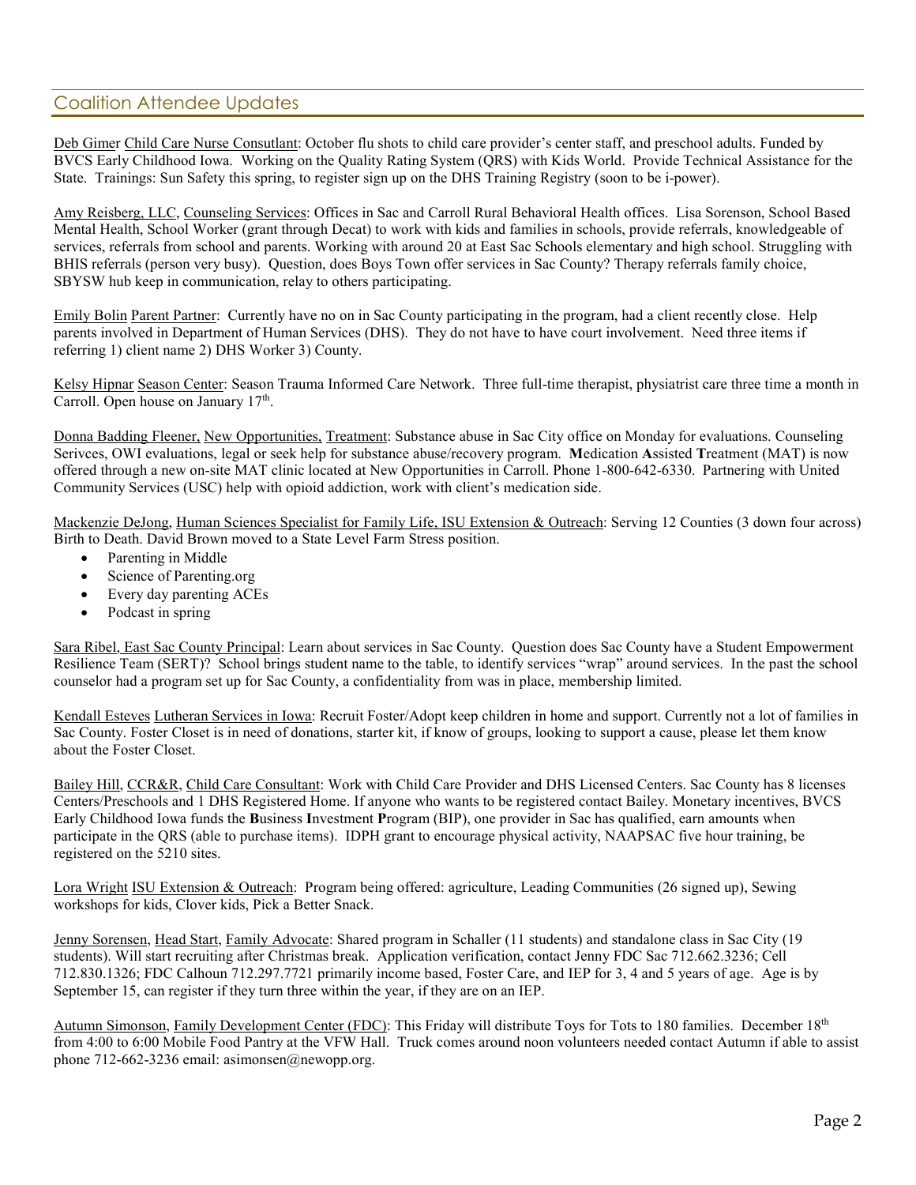## Coalition Attendee Updates

Deb Gimer Child Care Nurse Consutlant: October flu shots to child care provider's center staff, and preschool adults. Funded by BVCS Early Childhood Iowa. Working on the Quality Rating System (QRS) with Kids World. Provide Technical Assistance for the State. Trainings: Sun Safety this spring, to register sign up on the DHS Training Registry (soon to be i-power).

Amy Reisberg, LLC, Counseling Services: Offices in Sac and Carroll Rural Behavioral Health offices. Lisa Sorenson, School Based Mental Health, School Worker (grant through Decat) to work with kids and families in schools, provide referrals, knowledgeable of services, referrals from school and parents. Working with around 20 at East Sac Schools elementary and high school. Struggling with BHIS referrals (person very busy). Question, does Boys Town offer services in Sac County? Therapy referrals family choice, SBYSW hub keep in communication, relay to others participating.

Emily Bolin Parent Partner: Currently have no on in Sac County participating in the program, had a client recently close. Help parents involved in Department of Human Services (DHS). They do not have to have court involvement. Need three items if referring 1) client name 2) DHS Worker 3) County.

Kelsy Hipnar Season Center: Season Trauma Informed Care Network. Three full-time therapist, physiatrist care three time a month in Carroll. Open house on January 17th.

Donna Badding Fleener, New Opportunities, Treatment: Substance abuse in Sac City office on Monday for evaluations. Counseling Serivces, OWI evaluations, legal or seek help for substance abuse/recovery program. **M**edication **A**ssisted **T**reatment (MAT) is now offered through a new on-site MAT clinic located at New Opportunities in Carroll. Phone 1-800-642-6330. Partnering with United Community Services (USC) help with opioid addiction, work with client's medication side.

Mackenzie DeJong, Human Sciences Specialist for Family Life, ISU Extension & Outreach: Serving 12 Counties (3 down four across) Birth to Death. David Brown moved to a State Level Farm Stress position.

- Parenting in Middle
- Science of Parenting.org
- Every day parenting ACEs
- Podcast in spring

Sara Ribel, East Sac County Principal: Learn about services in Sac County. Question does Sac County have a Student Empowerment Resilience Team (SERT)? School brings student name to the table, to identify services "wrap" around services. In the past the school counselor had a program set up for Sac County, a confidentiality from was in place, membership limited.

Kendall Esteves Lutheran Services in Iowa: Recruit Foster/Adopt keep children in home and support. Currently not a lot of families in Sac County. Foster Closet is in need of donations, starter kit, if know of groups, looking to support a cause, please let them know about the Foster Closet.

Bailey Hill, CCR&R, Child Care Consultant: Work with Child Care Provider and DHS Licensed Centers. Sac County has 8 licenses Centers/Preschools and 1 DHS Registered Home. If anyone who wants to be registered contact Bailey. Monetary incentives, BVCS Early Childhood Iowa funds the **B**usiness **I**nvestment **P**rogram (BIP), one provider in Sac has qualified, earn amounts when participate in the QRS (able to purchase items). IDPH grant to encourage physical activity, NAAPSAC five hour training, be registered on the 5210 sites.

Lora Wright ISU Extension & Outreach: Program being offered: agriculture, Leading Communities (26 signed up), Sewing workshops for kids, Clover kids, Pick a Better Snack.

Jenny Sorensen, Head Start, Family Advocate: Shared program in Schaller (11 students) and standalone class in Sac City (19 students). Will start recruiting after Christmas break. Application verification, contact Jenny FDC Sac 712.662.3236; Cell 712.830.1326; FDC Calhoun 712.297.7721 primarily income based, Foster Care, and IEP for 3, 4 and 5 years of age. Age is by September 15, can register if they turn three within the year, if they are on an IEP.

Autumn Simonson, Family Development Center (FDC): This Friday will distribute Toys for Tots to 180 families. December 18th from 4:00 to 6:00 Mobile Food Pantry at the VFW Hall. Truck comes around noon volunteers needed contact Autumn if able to assist phone 712-662-3236 email: asimonsen@newopp.org.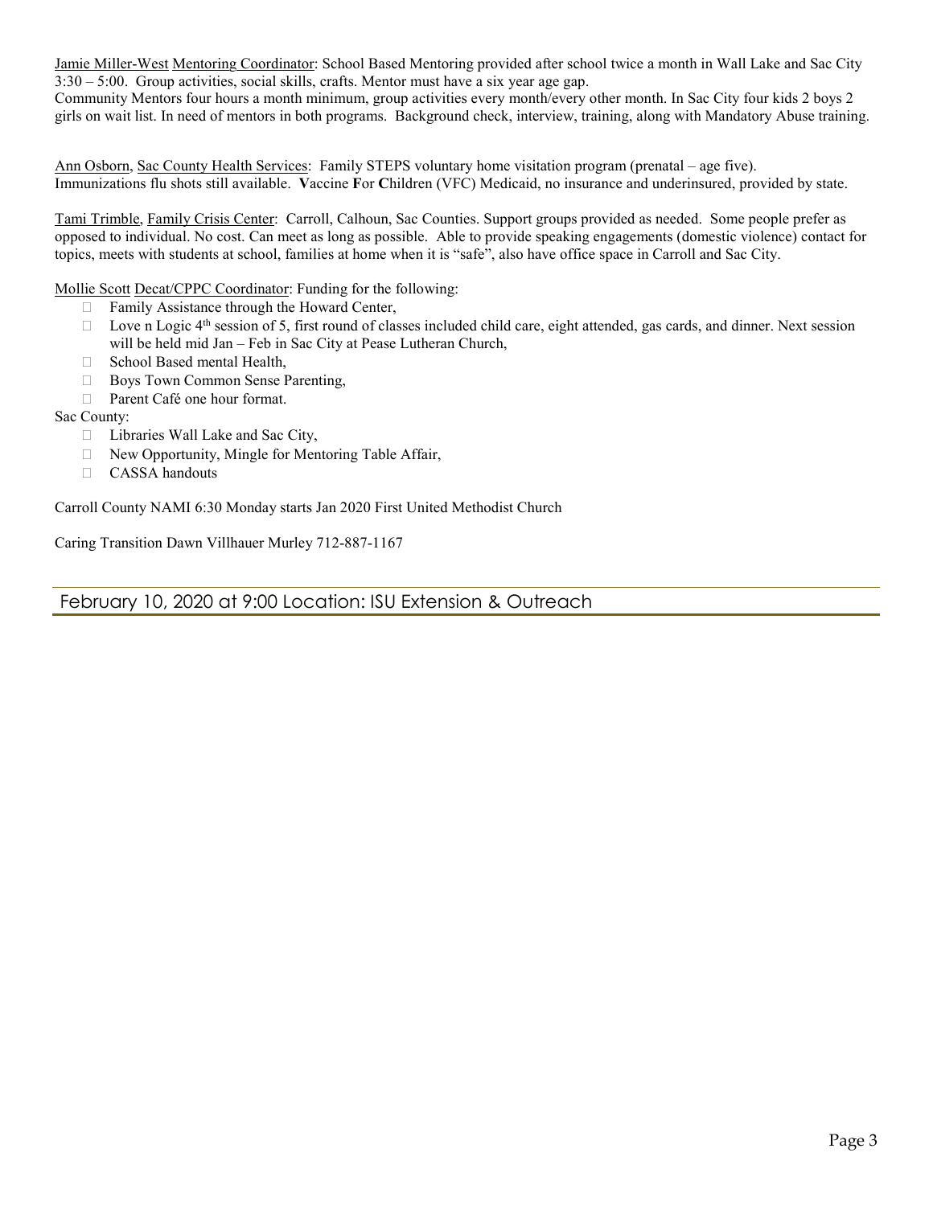Jamie Miller-West Mentoring Coordinator: School Based Mentoring provided after school twice a month in Wall Lake and Sac City 3:30 – 5:00. Group activities, social skills, crafts. Mentor must have a six year age gap.
Community Mentors four hours a month minimum, group activities every month/every other month. In Sac City four kids 2 boys 2 girls on wait list. In need of mentors in both programs. Background check, interview, training, along with Mandatory Abuse training.

Ann Osborn, Sac County Health Services: Family STEPS voluntary home visitation program (prenatal – age five).
Immunizations flu shots still available. **V**accine **F**or **C**hildren (VFC) Medicaid, no insurance and underinsured, provided by state.

Tami Trimble, Family Crisis Center: Carroll, Calhoun, Sac Counties. Support groups provided as needed. Some people prefer as opposed to individual. No cost. Can meet as long as possible. Able to provide speaking engagements (domestic violence) contact for topics, meets with students at school, families at home when it is "safe", also have office space in Carroll and Sac City.

Mollie Scott Decat/CPPC Coordinator: Funding for the following:

- Family Assistance through the Howard Center,
- Love n Logic 4th session of 5, first round of classes included child care, eight attended, gas cards, and dinner. Next session will be held mid Jan – Feb in Sac City at Pease Lutheran Church,
- School Based mental Health,
- Boys Town Common Sense Parenting,
- Parent Café one hour format.

Sac County:

- Libraries Wall Lake and Sac City,
- New Opportunity, Mingle for Mentoring Table Affair,
- CASSA handouts

Carroll County NAMI 6:30 Monday starts Jan 2020 First United Methodist Church

Caring Transition Dawn Villhauer Murley 712-887-1167

## February 10, 2020 at 9:00 Location: ISU Extension & Outreach